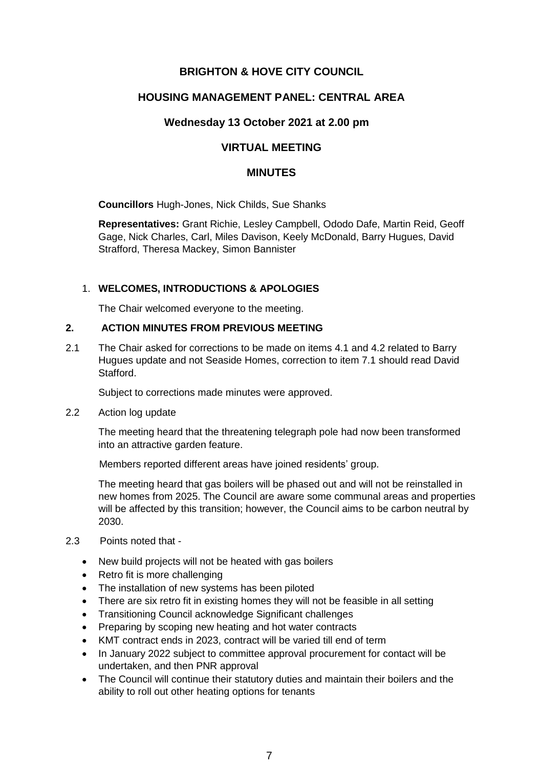# BRIGHTON & HOVE CITY COUNCIL

## HOUSING MANAGEMENT PANEL: CENTRAL AREA

### Wednesday 13 October 2021 at 2.00 pm

### VIRTUAL MEETING

### MINUTES

**Councillors** Hugh-Jones, Nick Childs, Sue Shanks

**Representatives:** Grant Richie, Lesley Campbell, Ododo Dafe, Martin Reid, Geoff Gage, Nick Charles, Carl, Miles Davison, Keely McDonald, Barry Hugues, David Strafford, Theresa Mackey, Simon Bannister

1. **WELCOMES, INTRODUCTIONS & APOLOGIES**

The Chair welcomed everyone to the meeting.

**2. ACTION MINUTES FROM PREVIOUS MEETING**

2.1 The Chair asked for corrections to be made on items 4.1 and 4.2 related to Barry Hugues update and not Seaside Homes, correction to item 7.1 should read David Stafford.

Subject to corrections made minutes were approved.

2.2 Action log update

The meeting heard that the threatening telegraph pole had now been transformed into an attractive garden feature.

Members reported different areas have joined residents' group.

The meeting heard that gas boilers will be phased out and will not be reinstalled in new homes from 2025. The Council are aware some communal areas and properties will be affected by this transition; however, the Council aims to be carbon neutral by 2030.

2.3 Points noted that -

- New build projects will not be heated with gas boilers
- Retro fit is more challenging
- The installation of new systems has been piloted
- There are six retro fit in existing homes they will not be feasible in all setting
- Transitioning Council acknowledge Significant challenges
- Preparing by scoping new heating and hot water contracts
- KMT contract ends in 2023, contract will be varied till end of term
- In January 2022 subject to committee approval procurement for contact will be undertaken, and then PNR approval
- The Council will continue their statutory duties and maintain their boilers and the ability to roll out other heating options for tenants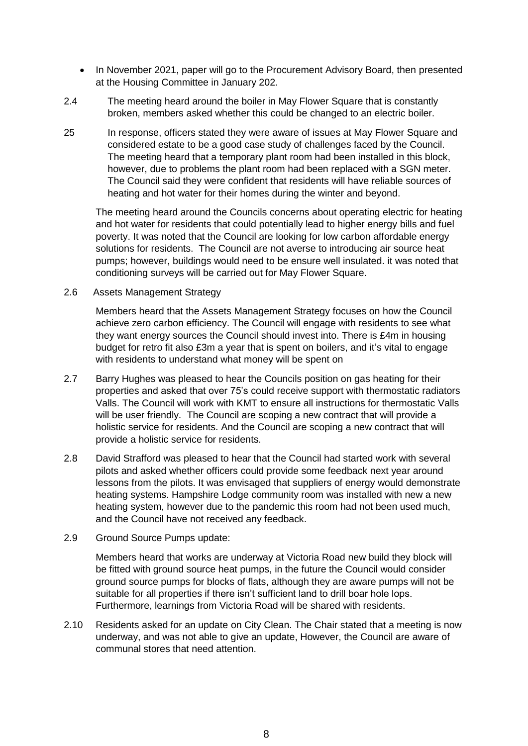- In November 2021, paper will go to the Procurement Advisory Board, then presented at the Housing Committee in January 202.

2.4 The meeting heard around the boiler in May Flower Square that is constantly broken, members asked whether this could be changed to an electric boiler.

25 In response, officers stated they were aware of issues at May Flower Square and considered estate to be a good case study of challenges faced by the Council. The meeting heard that a temporary plant room had been installed in this block, however, due to problems the plant room had been replaced with a SGN meter. The Council said they were confident that residents will have reliable sources of heating and hot water for their homes during the winter and beyond.

The meeting heard around the Councils concerns about operating electric for heating and hot water for residents that could potentially lead to higher energy bills and fuel poverty. It was noted that the Council are looking for low carbon affordable energy solutions for residents. The Council are not averse to introducing air source heat pumps; however, buildings would need to be ensure well insulated. it was noted that conditioning surveys will be carried out for May Flower Square.

2.6 Assets Management Strategy

Members heard that the Assets Management Strategy focuses on how the Council achieve zero carbon efficiency. The Council will engage with residents to see what they want energy sources the Council should invest into. There is £4m in housing budget for retro fit also £3m a year that is spent on boilers, and it's vital to engage with residents to understand what money will be spent on

2.7 Barry Hughes was pleased to hear the Councils position on gas heating for their properties and asked that over 75's could receive support with thermostatic radiators Valls. The Council will work with KMT to ensure all instructions for thermostatic Valls will be user friendly. The Council are scoping a new contract that will provide a holistic service for residents. And the Council are scoping a new contract that will provide a holistic service for residents.

2.8 David Strafford was pleased to hear that the Council had started work with several pilots and asked whether officers could provide some feedback next year around lessons from the pilots. It was envisaged that suppliers of energy would demonstrate heating systems. Hampshire Lodge community room was installed with new a new heating system, however due to the pandemic this room had not been used much, and the Council have not received any feedback.

2.9 Ground Source Pumps update:

Members heard that works are underway at Victoria Road new build they block will be fitted with ground source heat pumps, in the future the Council would consider ground source pumps for blocks of flats, although they are aware pumps will not be suitable for all properties if there isn't sufficient land to drill boar hole lops. Furthermore, learnings from Victoria Road will be shared with residents.

2.10 Residents asked for an update on City Clean. The Chair stated that a meeting is now underway, and was not able to give an update, However, the Council are aware of communal stores that need attention.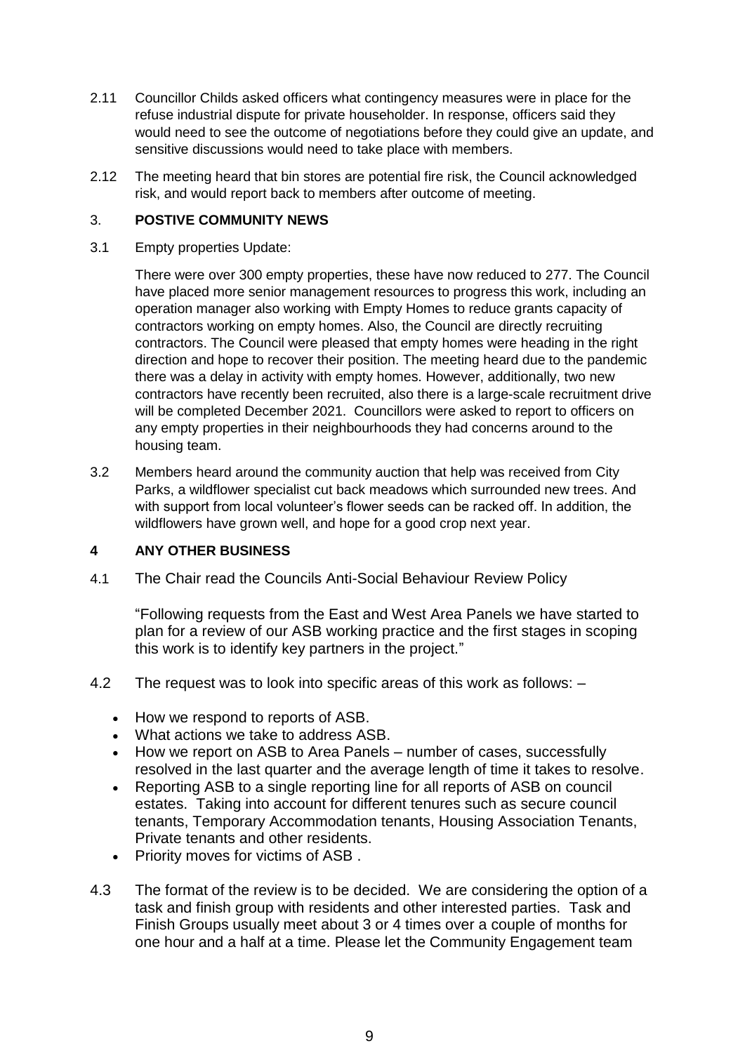2.11 Councillor Childs asked officers what contingency measures were in place for the refuse industrial dispute for private householder. In response, officers said they would need to see the outcome of negotiations before they could give an update, and sensitive discussions would need to take place with members.

2.12 The meeting heard that bin stores are potential fire risk, the Council acknowledged risk, and would report back to members after outcome of meeting.

### 3. POSTIVE COMMUNITY NEWS

3.1 Empty properties Update:

There were over 300 empty properties, these have now reduced to 277. The Council have placed more senior management resources to progress this work, including an operation manager also working with Empty Homes to reduce grants capacity of contractors working on empty homes. Also, the Council are directly recruiting contractors. The Council were pleased that empty homes were heading in the right direction and hope to recover their position. The meeting heard due to the pandemic there was a delay in activity with empty homes. However, additionally, two new contractors have recently been recruited, also there is a large-scale recruitment drive will be completed December 2021. Councillors were asked to report to officers on any empty properties in their neighbourhoods they had concerns around to the housing team.

3.2 Members heard around the community auction that help was received from City Parks, a wildflower specialist cut back meadows which surrounded new trees. And with support from local volunteer's flower seeds can be racked off. In addition, the wildflowers have grown well, and hope for a good crop next year.

### 4 ANY OTHER BUSINESS

4.1 The Chair read the Councils Anti-Social Behaviour Review Policy

"Following requests from the East and West Area Panels we have started to plan for a review of our ASB working practice and the first stages in scoping this work is to identify key partners in the project."

4.2 The request was to look into specific areas of this work as follows: –

- How we respond to reports of ASB.
- What actions we take to address ASB.
- How we report on ASB to Area Panels – number of cases, successfully resolved in the last quarter and the average length of time it takes to resolve.
- Reporting ASB to a single reporting line for all reports of ASB on council estates. Taking into account for different tenures such as secure council tenants, Temporary Accommodation tenants, Housing Association Tenants, Private tenants and other residents.
- Priority moves for victims of ASB .

4.3 The format of the review is to be decided. We are considering the option of a task and finish group with residents and other interested parties. Task and Finish Groups usually meet about 3 or 4 times over a couple of months for one hour and a half at a time. Please let the Community Engagement team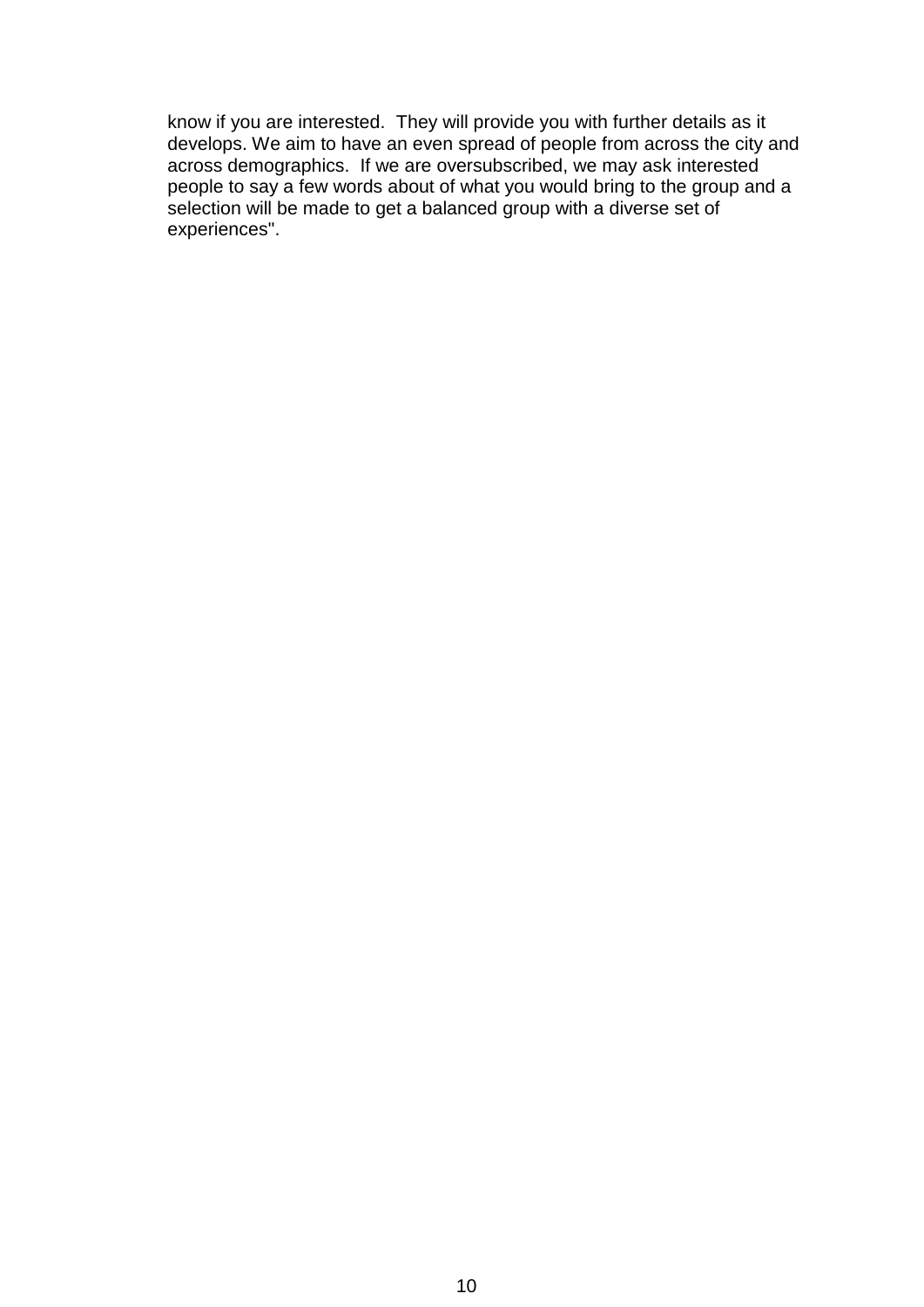know if you are interested. They will provide you with further details as it develops. We aim to have an even spread of people from across the city and across demographics. If we are oversubscribed, we may ask interested people to say a few words about of what you would bring to the group and a selection will be made to get a balanced group with a diverse set of experiences".